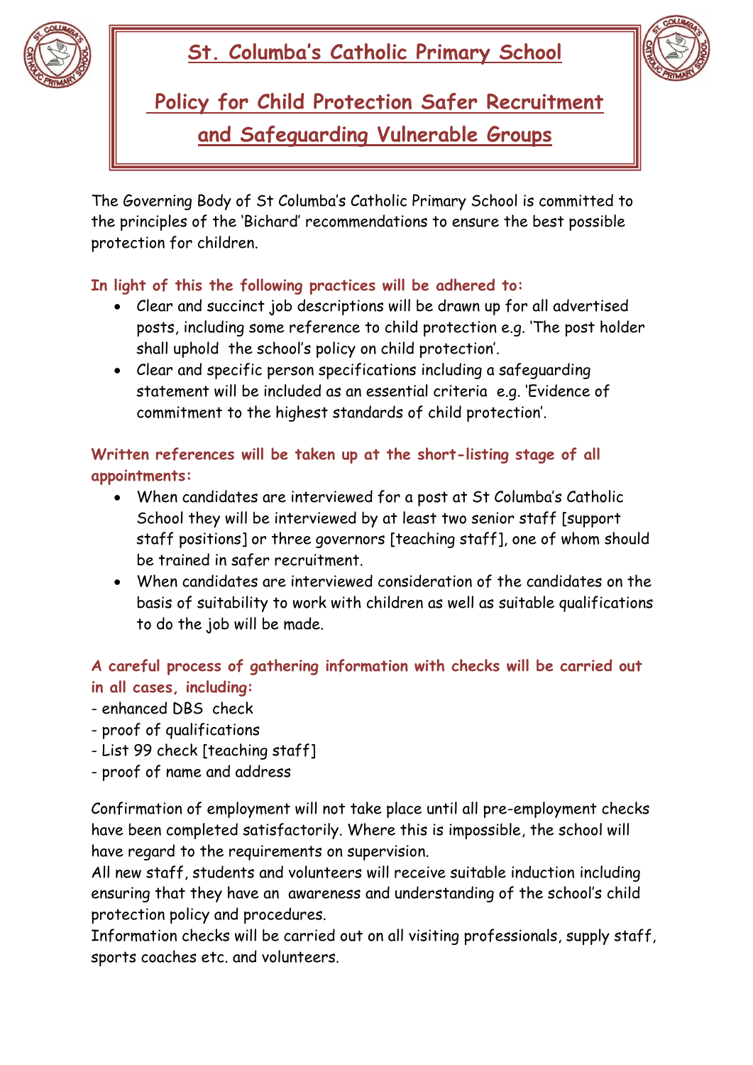# St. Columba's Catholic Primary School

## Policy for Child Protection Safer Recruitment and Safeguarding Vulnerable Groups

The Governing Body of St Columba's Catholic Primary School is committed to the principles of the 'Bichard' recommendations to ensure the best possible protection for children.

**In light of this the following practices will be adhered to:**

- Clear and succinct job descriptions will be drawn up for all advertised posts, including some reference to child protection e.g. 'The post holder shall uphold the school's policy on child protection'.
- Clear and specific person specifications including a safeguarding statement will be included as an essential criteria e.g. 'Evidence of commitment to the highest standards of child protection'.

**Written references will be taken up at the short-listing stage of all appointments:**

- When candidates are interviewed for a post at St Columba's Catholic School they will be interviewed by at least two senior staff [support staff positions] or three governors [teaching staff], one of whom should be trained in safer recruitment.
- When candidates are interviewed consideration of the candidates on the basis of suitability to work with children as well as suitable qualifications to do the job will be made.

**A careful process of gathering information with checks will be carried out in all cases, including:**

- enhanced DBS check
- proof of qualifications
- List 99 check [teaching staff]
- proof of name and address

Confirmation of employment will not take place until all pre-employment checks have been completed satisfactorily. Where this is impossible, the school will have regard to the requirements on supervision.
All new staff, students and volunteers will receive suitable induction including ensuring that they have an awareness and understanding of the school's child protection policy and procedures.
Information checks will be carried out on all visiting professionals, supply staff, sports coaches etc. and volunteers.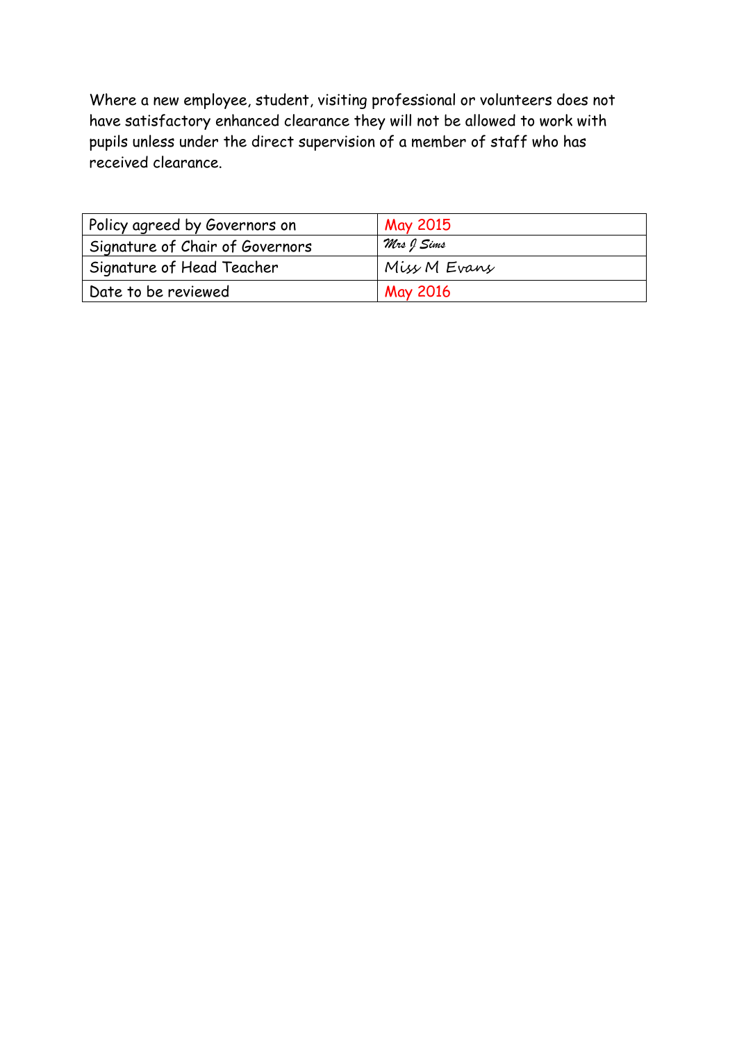Where a new employee, student, visiting professional or volunteers does not have satisfactory enhanced clearance they will not be allowed to work with pupils unless under the direct supervision of a member of staff who has received clearance.

| | |
|---|---|
| Policy agreed by Governors on | May 2015 |
| Signature of Chair of Governors | Mrs J Sims |
| Signature of Head Teacher | Miss M Evans |
| Date to be reviewed | May 2016 |